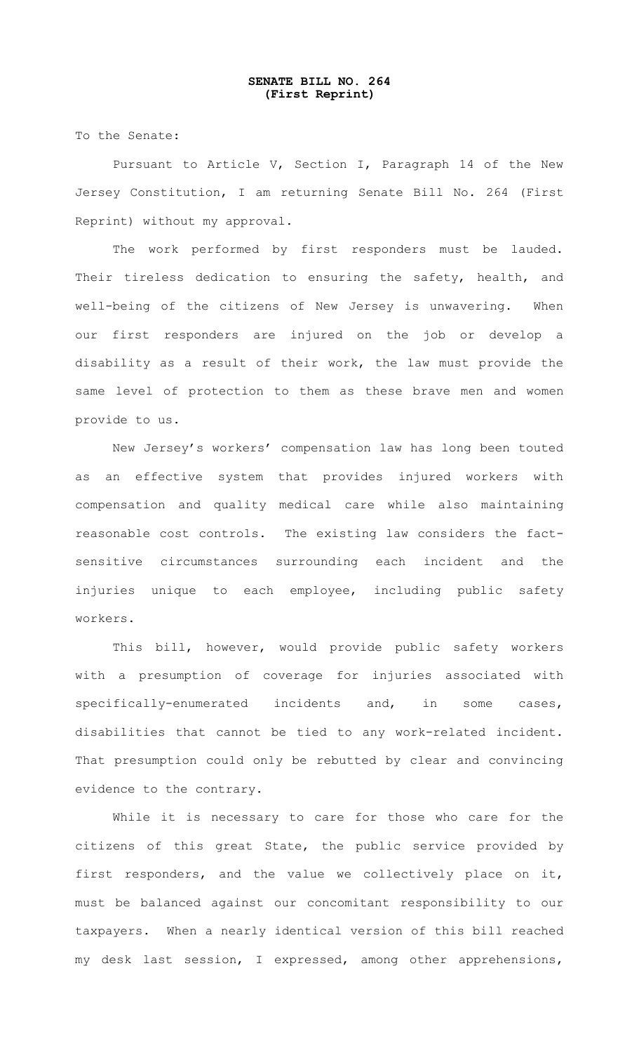**SENATE BILL NO. 264**
**(First Reprint)**

To the Senate:

Pursuant to Article V, Section I, Paragraph 14 of the New Jersey Constitution, I am returning Senate Bill No. 264 (First Reprint) without my approval.

The work performed by first responders must be lauded. Their tireless dedication to ensuring the safety, health, and well-being of the citizens of New Jersey is unwavering. When our first responders are injured on the job or develop a disability as a result of their work, the law must provide the same level of protection to them as these brave men and women provide to us.

New Jersey's workers' compensation law has long been touted as an effective system that provides injured workers with compensation and quality medical care while also maintaining reasonable cost controls. The existing law considers the fact-sensitive circumstances surrounding each incident and the injuries unique to each employee, including public safety workers.

This bill, however, would provide public safety workers with a presumption of coverage for injuries associated with specifically-enumerated incidents and, in some cases, disabilities that cannot be tied to any work-related incident. That presumption could only be rebutted by clear and convincing evidence to the contrary.

While it is necessary to care for those who care for the citizens of this great State, the public service provided by first responders, and the value we collectively place on it, must be balanced against our concomitant responsibility to our taxpayers. When a nearly identical version of this bill reached my desk last session, I expressed, among other apprehensions,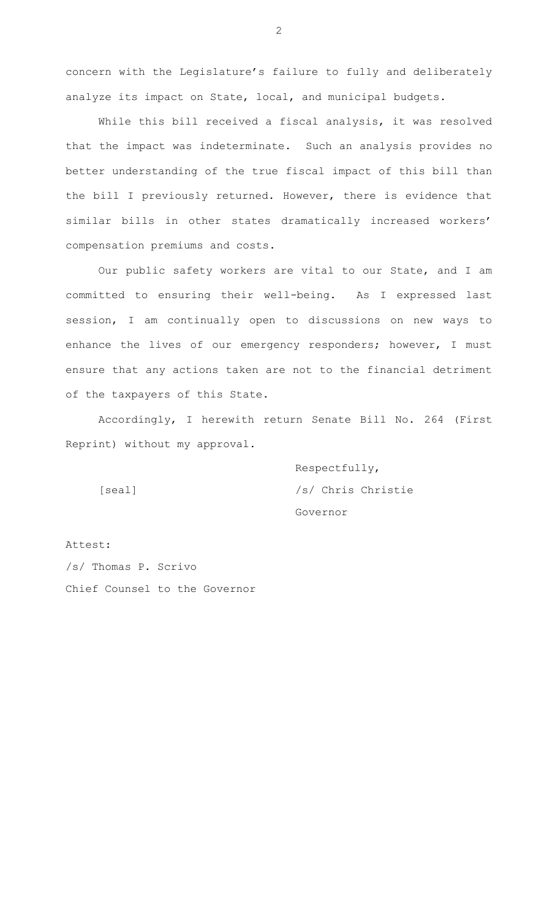concern with the Legislature's failure to fully and deliberately analyze its impact on State, local, and municipal budgets.

While this bill received a fiscal analysis, it was resolved that the impact was indeterminate. Such an analysis provides no better understanding of the true fiscal impact of this bill than the bill I previously returned. However, there is evidence that similar bills in other states dramatically increased workers' compensation premiums and costs.

Our public safety workers are vital to our State, and I am committed to ensuring their well-being. As I expressed last session, I am continually open to discussions on new ways to enhance the lives of our emergency responders; however, I must ensure that any actions taken are not to the financial detriment of the taxpayers of this State.

Accordingly, I herewith return Senate Bill No. 264 (First Reprint) without my approval.

Respectfully,

[seal]

/s/ Chris Christie

Governor

Attest:

/s/ Thomas P. Scrivo

Chief Counsel to the Governor